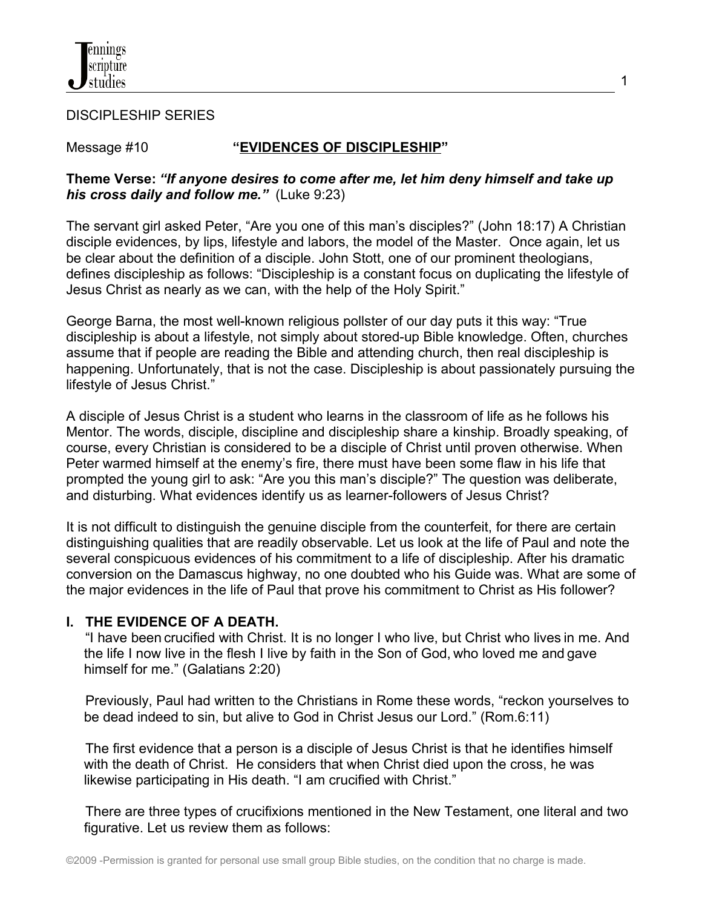DISCIPLESHIP SERIES

Message #10 **"EVIDENCES OF DISCIPLESHIP"**

**Theme Verse:** ***"If anyone desires to come after me, let him deny himself and take up his cross daily and follow me."*** (Luke 9:23)

The servant girl asked Peter, "Are you one of this man's disciples?" (John 18:17) A Christian disciple evidences, by lips, lifestyle and labors, the model of the Master. Once again, let us be clear about the definition of a disciple. John Stott, one of our prominent theologians, defines discipleship as follows: "Discipleship is a constant focus on duplicating the lifestyle of Jesus Christ as nearly as we can, with the help of the Holy Spirit."

George Barna, the most well-known religious pollster of our day puts it this way: "True discipleship is about a lifestyle, not simply about stored-up Bible knowledge. Often, churches assume that if people are reading the Bible and attending church, then real discipleship is happening. Unfortunately, that is not the case. Discipleship is about passionately pursuing the lifestyle of Jesus Christ."

A disciple of Jesus Christ is a student who learns in the classroom of life as he follows his Mentor. The words, disciple, discipline and discipleship share a kinship. Broadly speaking, of course, every Christian is considered to be a disciple of Christ until proven otherwise. When Peter warmed himself at the enemy's fire, there must have been some flaw in his life that prompted the young girl to ask: "Are you this man's disciple?" The question was deliberate, and disturbing. What evidences identify us as learner-followers of Jesus Christ?

It is not difficult to distinguish the genuine disciple from the counterfeit, for there are certain distinguishing qualities that are readily observable. Let us look at the life of Paul and note the several conspicuous evidences of his commitment to a life of discipleship. After his dramatic conversion on the Damascus highway, no one doubted who his Guide was. What are some of the major evidences in the life of Paul that prove his commitment to Christ as His follower?

## I. THE EVIDENCE OF A DEATH.

"I have been crucified with Christ. It is no longer I who live, but Christ who lives in me. And the life I now live in the flesh I live by faith in the Son of God, who loved me and gave himself for me." (Galatians 2:20)

Previously, Paul had written to the Christians in Rome these words, "reckon yourselves to be dead indeed to sin, but alive to God in Christ Jesus our Lord." (Rom.6:11)

The first evidence that a person is a disciple of Jesus Christ is that he identifies himself with the death of Christ. He considers that when Christ died upon the cross, he was likewise participating in His death. "I am crucified with Christ."

There are three types of crucifixions mentioned in the New Testament, one literal and two figurative. Let us review them as follows: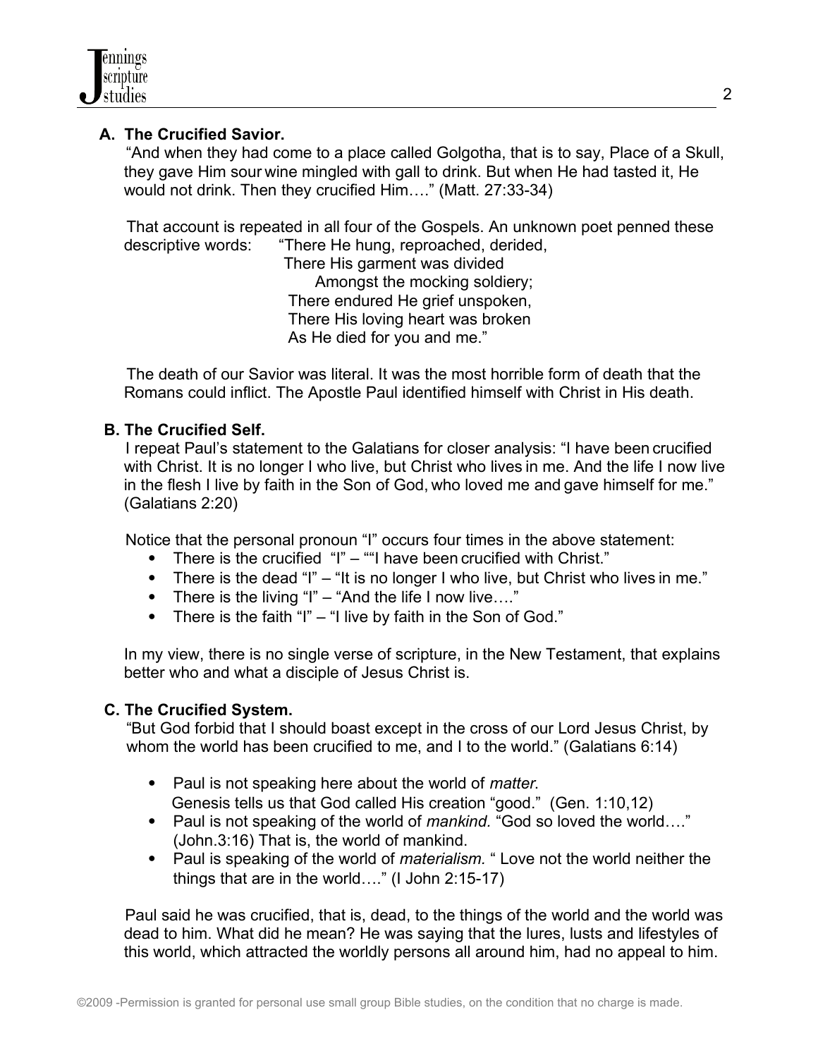### A. The Crucified Savior.

"And when they had come to a place called Golgotha, that is to say, Place of a Skull, they gave Him sour wine mingled with gall to drink. But when He had tasted it, He would not drink. Then they crucified Him…." (Matt. 27:33-34)

That account is repeated in all four of the Gospels. An unknown poet penned these descriptive words:

"There He hung, reproached, derided,
There His garment was divided
Amongst the mocking soldiery;
There endured He grief unspoken,
There His loving heart was broken
As He died for you and me."

The death of our Savior was literal. It was the most horrible form of death that the Romans could inflict. The Apostle Paul identified himself with Christ in His death.

### B. The Crucified Self.

I repeat Paul's statement to the Galatians for closer analysis: "I have been crucified with Christ. It is no longer I who live, but Christ who lives in me. And the life I now live in the flesh I live by faith in the Son of God, who loved me and gave himself for me." (Galatians 2:20)

Notice that the personal pronoun "I" occurs four times in the above statement:

- There is the crucified "I" – ""I have been crucified with Christ."
- There is the dead "I" – "It is no longer I who live, but Christ who lives in me."
- There is the living "I" – "And the life I now live…."
- There is the faith "I" – "I live by faith in the Son of God."

In my view, there is no single verse of scripture, in the New Testament, that explains better who and what a disciple of Jesus Christ is.

### C. The Crucified System.

"But God forbid that I should boast except in the cross of our Lord Jesus Christ, by whom the world has been crucified to me, and I to the world." (Galatians 6:14)

- Paul is not speaking here about the world of *matter*. Genesis tells us that God called His creation "good." (Gen. 1:10,12)
- Paul is not speaking of the world of *mankind.* "God so loved the world…." (John.3:16) That is, the world of mankind.
- Paul is speaking of the world of *materialism.* " Love not the world neither the things that are in the world…." (I John 2:15-17)

Paul said he was crucified, that is, dead, to the things of the world and the world was dead to him. What did he mean? He was saying that the lures, lusts and lifestyles of this world, which attracted the worldly persons all around him, had no appeal to him.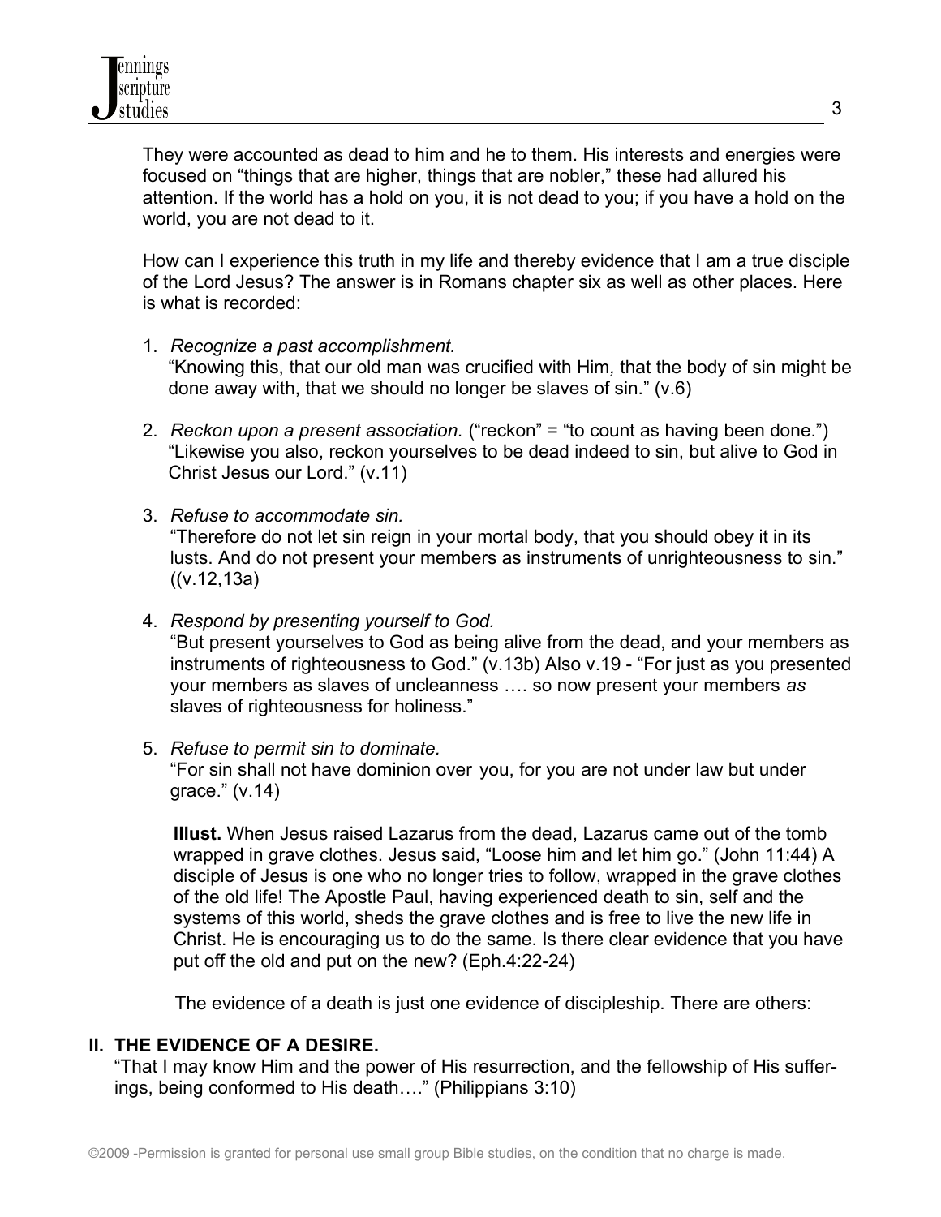They were accounted as dead to him and he to them. His interests and energies were focused on "things that are higher, things that are nobler," these had allured his attention. If the world has a hold on you, it is not dead to you; if you have a hold on the world, you are not dead to it.

How can I experience this truth in my life and thereby evidence that I am a true disciple of the Lord Jesus? The answer is in Romans chapter six as well as other places. Here is what is recorded:

1. *Recognize a past accomplishment.*
   "Knowing this, that our old man was crucified with Him, that the body of sin might be done away with, that we should no longer be slaves of sin." (v.6)

2. *Reckon upon a present association.* ("reckon" = "to count as having been done.")
   "Likewise you also, reckon yourselves to be dead indeed to sin, but alive to God in Christ Jesus our Lord." (v.11)

3. *Refuse to accommodate sin.*
   "Therefore do not let sin reign in your mortal body, that you should obey it in its lusts. And do not present your members as instruments of unrighteousness to sin." ((v.12,13a)

4. *Respond by presenting yourself to God.*
   "But present yourselves to God as being alive from the dead, and your members as instruments of righteousness to God." (v.13b) Also v.19 - "For just as you presented your members as slaves of uncleanness …. so now present your members *as* slaves of righteousness for holiness."

5. *Refuse to permit sin to dominate.*
   "For sin shall not have dominion over you, for you are not under law but under grace." (v.14)

   **Illust.** When Jesus raised Lazarus from the dead, Lazarus came out of the tomb wrapped in grave clothes. Jesus said, "Loose him and let him go." (John 11:44) A disciple of Jesus is one who no longer tries to follow, wrapped in the grave clothes of the old life! The Apostle Paul, having experienced death to sin, self and the systems of this world, sheds the grave clothes and is free to live the new life in Christ. He is encouraging us to do the same. Is there clear evidence that you have put off the old and put on the new? (Eph.4:22-24)

   The evidence of a death is just one evidence of discipleship. There are others:

## II. THE EVIDENCE OF A DESIRE.

"That I may know Him and the power of His resurrection, and the fellowship of His sufferings, being conformed to His death…." (Philippians 3:10)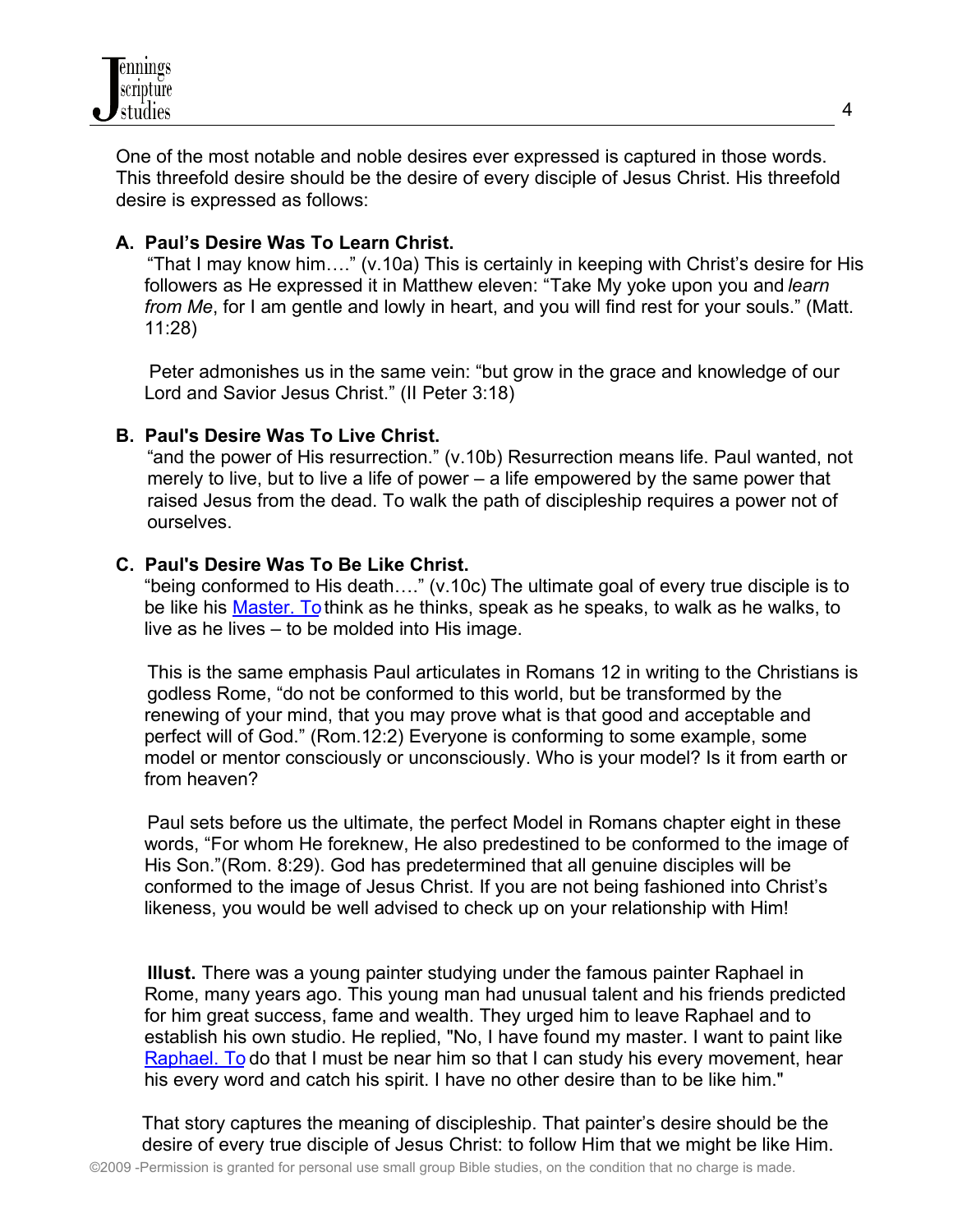One of the most notable and noble desires ever expressed is captured in those words. This threefold desire should be the desire of every disciple of Jesus Christ. His threefold desire is expressed as follows:

**A. Paul's Desire Was To Learn Christ.**

"That I may know him…." (v.10a) This is certainly in keeping with Christ's desire for His followers as He expressed it in Matthew eleven: "Take My yoke upon you and *learn from Me*, for I am gentle and lowly in heart, and you will find rest for your souls." (Matt. 11:28)

Peter admonishes us in the same vein: "but grow in the grace and knowledge of our Lord and Savior Jesus Christ." (II Peter 3:18)

**B. Paul's Desire Was To Live Christ.**

"and the power of His resurrection." (v.10b) Resurrection means life. Paul wanted, not merely to live, but to live a life of power – a life empowered by the same power that raised Jesus from the dead. To walk the path of discipleship requires a power not of ourselves.

**C. Paul's Desire Was To Be Like Christ.**

"being conformed to His death…." (v.10c) The ultimate goal of every true disciple is to be like his Master. To think as he thinks, speak as he speaks, to walk as he walks, to live as he lives – to be molded into His image.

This is the same emphasis Paul articulates in Romans 12 in writing to the Christians is godless Rome, "do not be conformed to this world, but be transformed by the renewing of your mind, that you may prove what is that good and acceptable and perfect will of God." (Rom.12:2) Everyone is conforming to some example, some model or mentor consciously or unconsciously. Who is your model? Is it from earth or from heaven?

Paul sets before us the ultimate, the perfect Model in Romans chapter eight in these words, "For whom He foreknew, He also predestined to be conformed to the image of His Son."(Rom. 8:29). God has predetermined that all genuine disciples will be conformed to the image of Jesus Christ. If you are not being fashioned into Christ's likeness, you would be well advised to check up on your relationship with Him!

**Illust.** There was a young painter studying under the famous painter Raphael in Rome, many years ago. This young man had unusual talent and his friends predicted for him great success, fame and wealth. They urged him to leave Raphael and to establish his own studio. He replied, "No, I have found my master. I want to paint like Raphael. To do that I must be near him so that I can study his every movement, hear his every word and catch his spirit. I have no other desire than to be like him."

That story captures the meaning of discipleship. That painter's desire should be the desire of every true disciple of Jesus Christ: to follow Him that we might be like Him.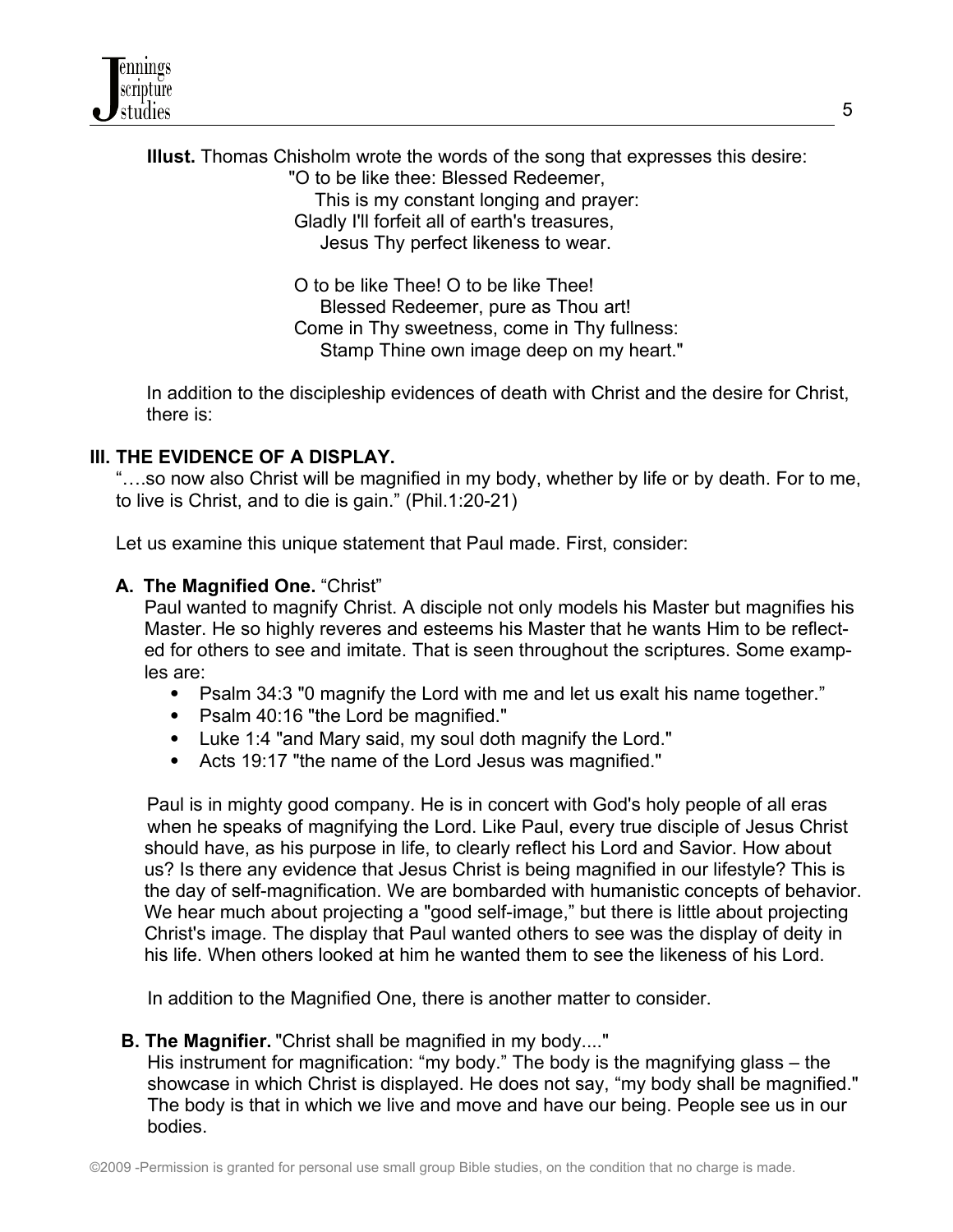**Illust.** Thomas Chisholm wrote the words of the song that expresses this desire:

"O to be like thee: Blessed Redeemer,
This is my constant longing and prayer:
Gladly I'll forfeit all of earth's treasures,
Jesus Thy perfect likeness to wear.

O to be like Thee! O to be like Thee!
Blessed Redeemer, pure as Thou art!
Come in Thy sweetness, come in Thy fullness:
Stamp Thine own image deep on my heart."

In addition to the discipleship evidences of death with Christ and the desire for Christ, there is:

## III. THE EVIDENCE OF A DISPLAY.

"….so now also Christ will be magnified in my body, whether by life or by death. For to me, to live is Christ, and to die is gain." (Phil.1:20-21)

Let us examine this unique statement that Paul made. First, consider:

### A. The Magnified One. "Christ"

Paul wanted to magnify Christ. A disciple not only models his Master but magnifies his Master. He so highly reveres and esteems his Master that he wants Him to be reflected for others to see and imitate. That is seen throughout the scriptures. Some examples are:

- Psalm 34:3 "0 magnify the Lord with me and let us exalt his name together."
- Psalm 40:16 "the Lord be magnified."
- Luke 1:4 "and Mary said, my soul doth magnify the Lord."
- Acts 19:17 "the name of the Lord Jesus was magnified."

Paul is in mighty good company. He is in concert with God's holy people of all eras when he speaks of magnifying the Lord. Like Paul, every true disciple of Jesus Christ should have, as his purpose in life, to clearly reflect his Lord and Savior. How about us? Is there any evidence that Jesus Christ is being magnified in our lifestyle? This is the day of self-magnification. We are bombarded with humanistic concepts of behavior. We hear much about projecting a "good self-image," but there is little about projecting Christ's image. The display that Paul wanted others to see was the display of deity in his life. When others looked at him he wanted them to see the likeness of his Lord.

In addition to the Magnified One, there is another matter to consider.

### B. The Magnifier. "Christ shall be magnified in my body...."

His instrument for magnification: "my body." The body is the magnifying glass – the showcase in which Christ is displayed. He does not say, "my body shall be magnified." The body is that in which we live and move and have our being. People see us in our bodies.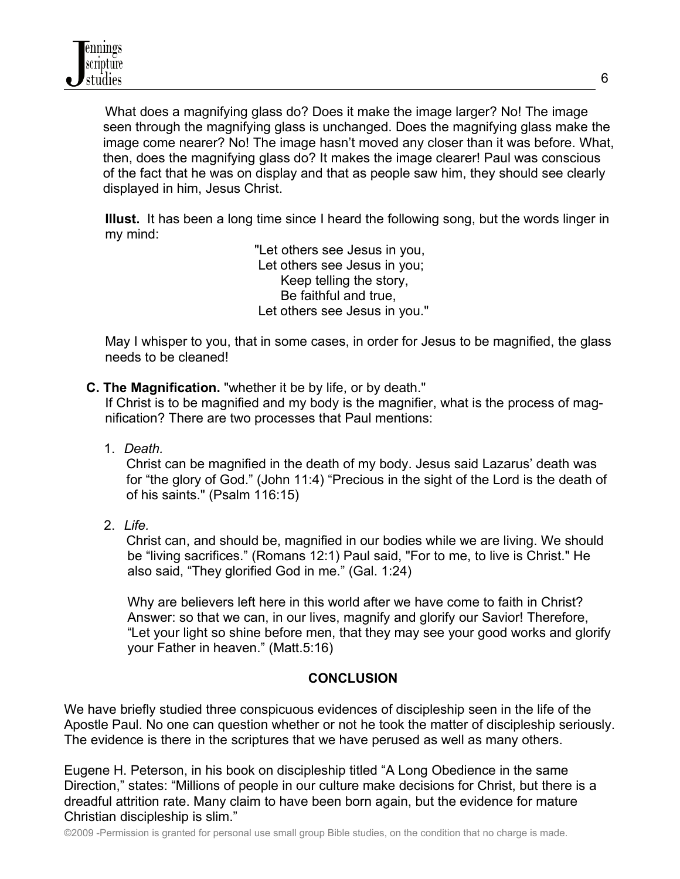What does a magnifying glass do? Does it make the image larger? No! The image seen through the magnifying glass is unchanged. Does the magnifying glass make the image come nearer? No! The image hasn't moved any closer than it was before. What, then, does the magnifying glass do? It makes the image clearer! Paul was conscious of the fact that he was on display and that as people saw him, they should see clearly displayed in him, Jesus Christ.

**Illust.** It has been a long time since I heard the following song, but the words linger in my mind:

> "Let others see Jesus in you,
> Let others see Jesus in you;
> Keep telling the story,
> Be faithful and true,
> Let others see Jesus in you."

May I whisper to you, that in some cases, in order for Jesus to be magnified, the glass needs to be cleaned!

**C. The Magnification.** "whether it be by life, or by death."
If Christ is to be magnified and my body is the magnifier, what is the process of magnification? There are two processes that Paul mentions:

1. *Death.*
   Christ can be magnified in the death of my body. Jesus said Lazarus' death was for "the glory of God." (John 11:4) "Precious in the sight of the Lord is the death of of his saints." (Psalm 116:15)

2. *Life.*
   Christ can, and should be, magnified in our bodies while we are living. We should be "living sacrifices." (Romans 12:1) Paul said, "For to me, to live is Christ." He also said, "They glorified God in me." (Gal. 1:24)

   Why are believers left here in this world after we have come to faith in Christ? Answer: so that we can, in our lives, magnify and glorify our Savior! Therefore, "Let your light so shine before men, that they may see your good works and glorify your Father in heaven." (Matt.5:16)

## CONCLUSION

We have briefly studied three conspicuous evidences of discipleship seen in the life of the Apostle Paul. No one can question whether or not he took the matter of discipleship seriously. The evidence is there in the scriptures that we have perused as well as many others.

Eugene H. Peterson, in his book on discipleship titled "A Long Obedience in the same Direction," states: "Millions of people in our culture make decisions for Christ, but there is a dreadful attrition rate. Many claim to have been born again, but the evidence for mature Christian discipleship is slim."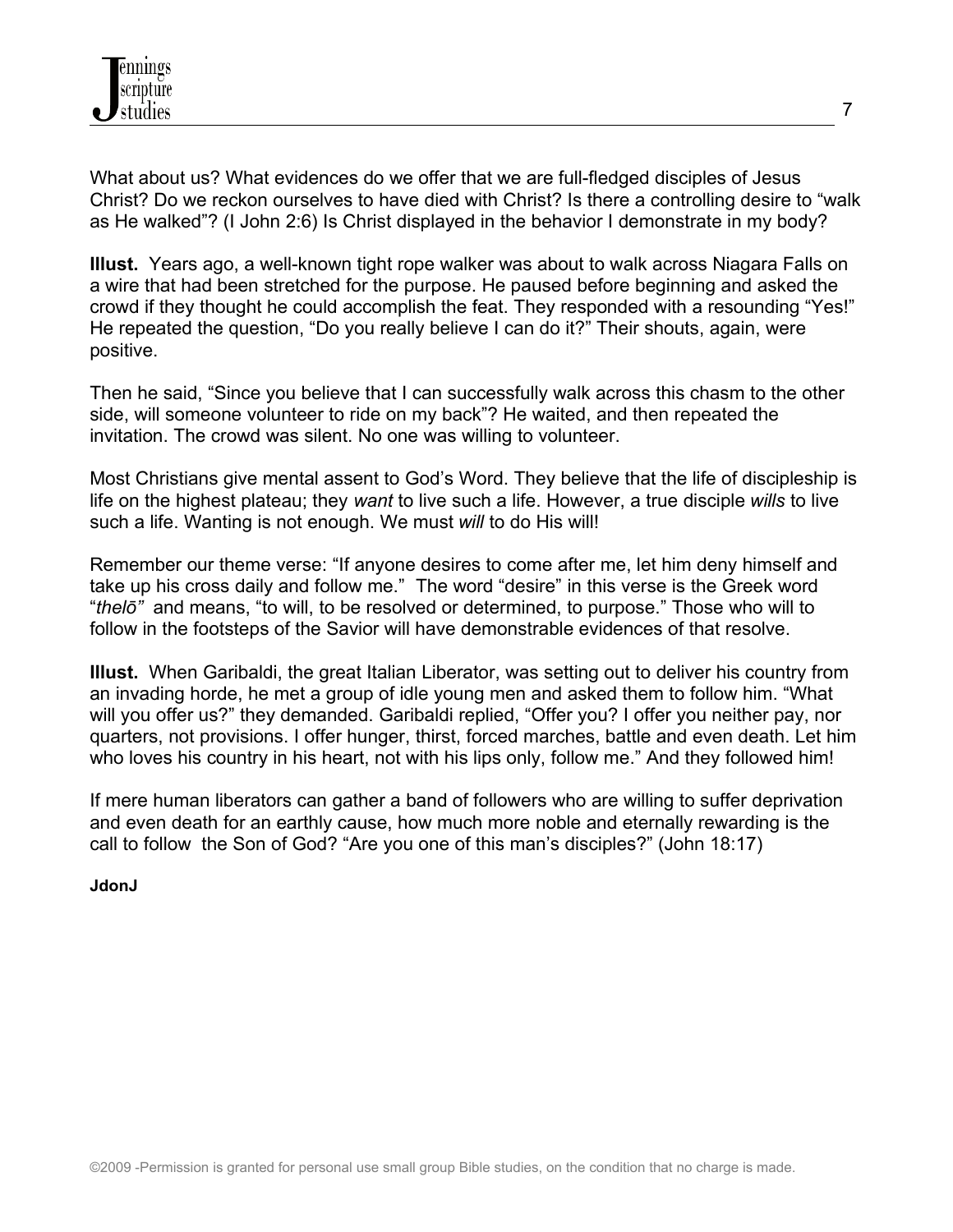What about us? What evidences do we offer that we are full-fledged disciples of Jesus Christ? Do we reckon ourselves to have died with Christ? Is there a controlling desire to "walk as He walked"? (I John 2:6) Is Christ displayed in the behavior I demonstrate in my body?

**Illust.** Years ago, a well-known tight rope walker was about to walk across Niagara Falls on a wire that had been stretched for the purpose. He paused before beginning and asked the crowd if they thought he could accomplish the feat. They responded with a resounding "Yes!" He repeated the question, "Do you really believe I can do it?" Their shouts, again, were positive.

Then he said, "Since you believe that I can successfully walk across this chasm to the other side, will someone volunteer to ride on my back"? He waited, and then repeated the invitation. The crowd was silent. No one was willing to volunteer.

Most Christians give mental assent to God's Word. They believe that the life of discipleship is life on the highest plateau; they *want* to live such a life. However, a true disciple *wills* to live such a life. Wanting is not enough. We must *will* to do His will!

Remember our theme verse: "If anyone desires to come after me, let him deny himself and take up his cross daily and follow me." The word "desire" in this verse is the Greek word "*thelō"* and means, "to will, to be resolved or determined, to purpose." Those who will to follow in the footsteps of the Savior will have demonstrable evidences of that resolve.

**Illust.** When Garibaldi, the great Italian Liberator, was setting out to deliver his country from an invading horde, he met a group of idle young men and asked them to follow him. "What will you offer us?" they demanded. Garibaldi replied, "Offer you? I offer you neither pay, nor quarters, not provisions. I offer hunger, thirst, forced marches, battle and even death. Let him who loves his country in his heart, not with his lips only, follow me." And they followed him!

If mere human liberators can gather a band of followers who are willing to suffer deprivation and even death for an earthly cause, how much more noble and eternally rewarding is the call to follow the Son of God? "Are you one of this man's disciples?" (John 18:17)

**JdonJ**

©2009 -Permission is granted for personal use small group Bible studies, on the condition that no charge is made.